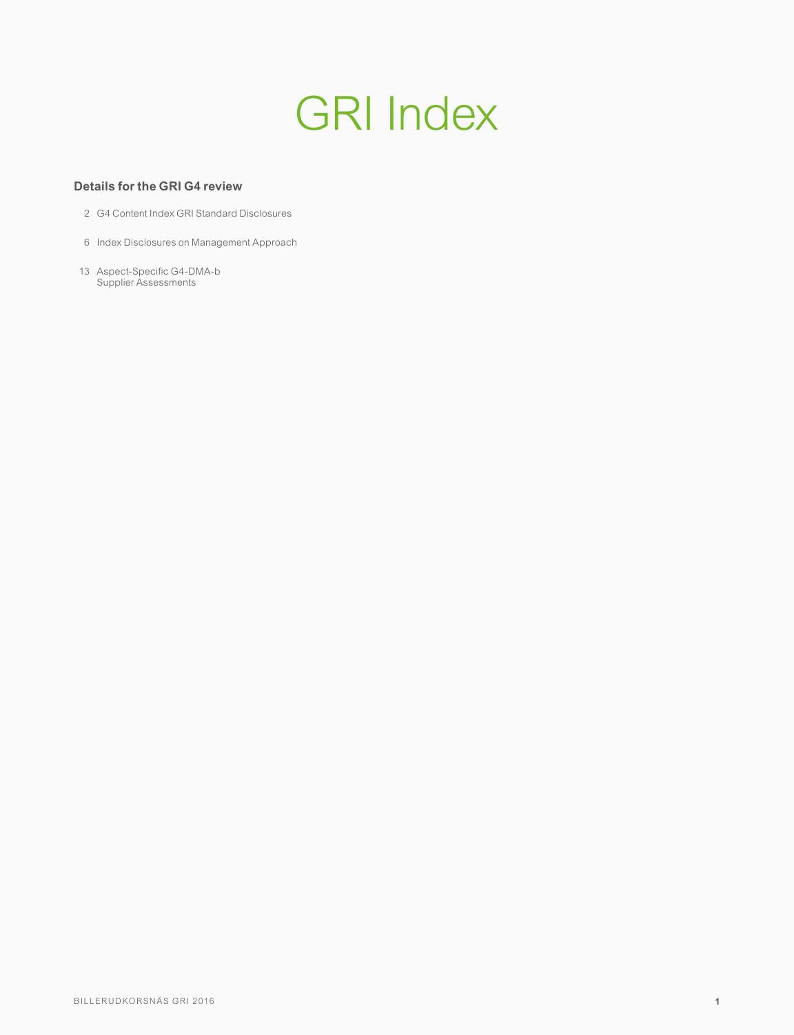# GRI Index

**Details for the GRI G4 review**

2 G4 Content Index GRI Standard Disclosures

6 Index Disclosures on Management Approach

13 Aspect-Specific G4-DMA-b
Supplier Assessments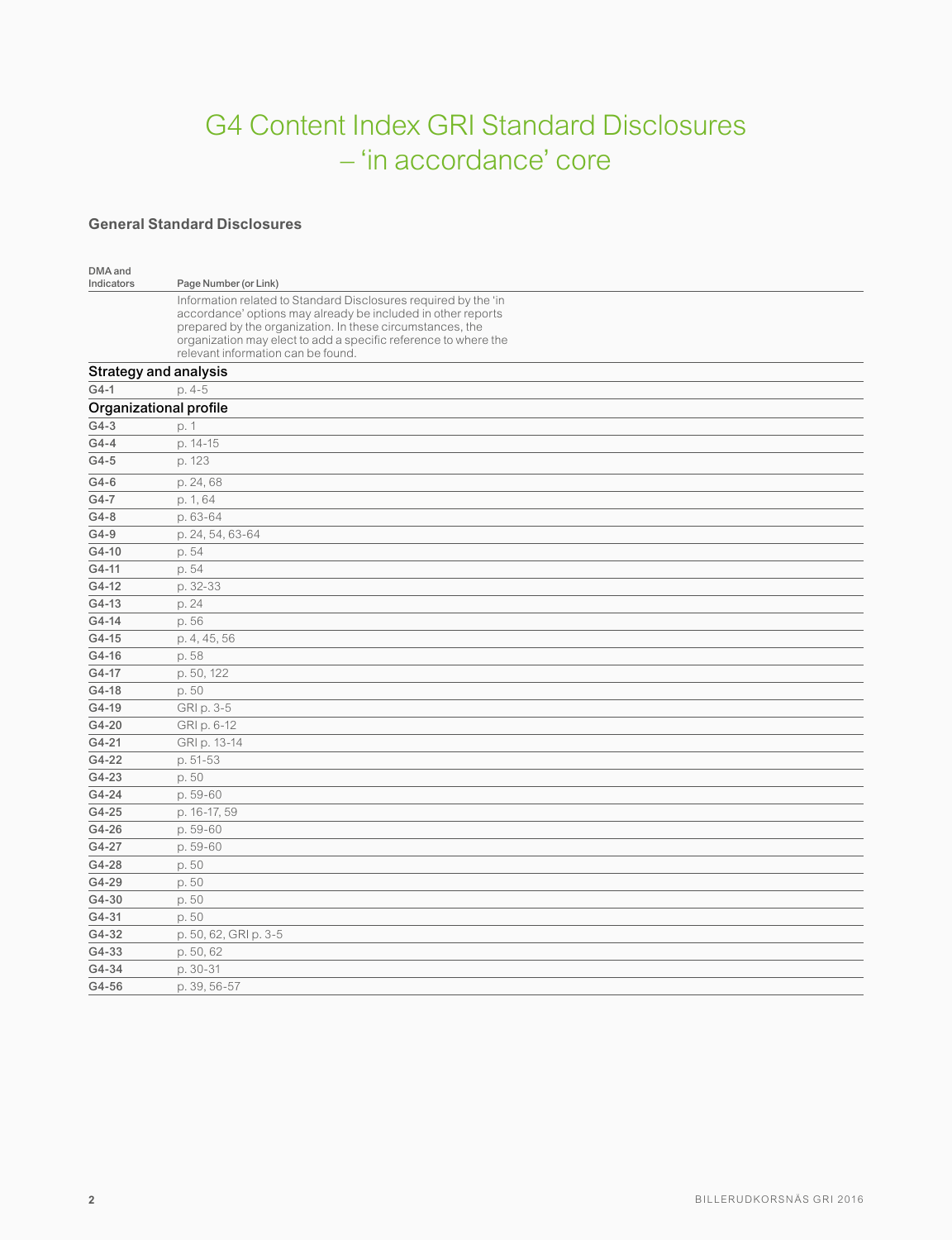# G4 Content Index GRI Standard Disclosures – 'in accordance' core

## General Standard Disclosures

| DMA and Indicators | Page Number (or Link) |
|---|---|
| | Information related to Standard Disclosures required by the 'in accordance' options may already be included in other reports prepared by the organization. In these circumstances, the organization may elect to add a specific reference to where the relevant information can be found. |
| **Strategy and analysis** | |
| G4-1 | p. 4-5 |
| **Organizational profile** | |
| G4-3 | p. 1 |
| G4-4 | p. 14-15 |
| G4-5 | p. 123 |
| G4-6 | p. 24, 68 |
| G4-7 | p. 1, 64 |
| G4-8 | p. 63-64 |
| G4-9 | p. 24, 54, 63-64 |
| G4-10 | p. 54 |
| G4-11 | p. 54 |
| G4-12 | p. 32-33 |
| G4-13 | p. 24 |
| G4-14 | p. 56 |
| G4-15 | p. 4, 45, 56 |
| G4-16 | p. 58 |
| G4-17 | p. 50, 122 |
| G4-18 | p. 50 |
| G4-19 | GRI p. 3-5 |
| G4-20 | GRI p. 6-12 |
| G4-21 | GRI p. 13-14 |
| G4-22 | p. 51-53 |
| G4-23 | p. 50 |
| G4-24 | p. 59-60 |
| G4-25 | p. 16-17, 59 |
| G4-26 | p. 59-60 |
| G4-27 | p. 59-60 |
| G4-28 | p. 50 |
| G4-29 | p. 50 |
| G4-30 | p. 50 |
| G4-31 | p. 50 |
| G4-32 | p. 50, 62, GRI p. 3-5 |
| G4-33 | p. 50, 62 |
| G4-34 | p. 30-31 |
| G4-56 | p. 39, 56-57 |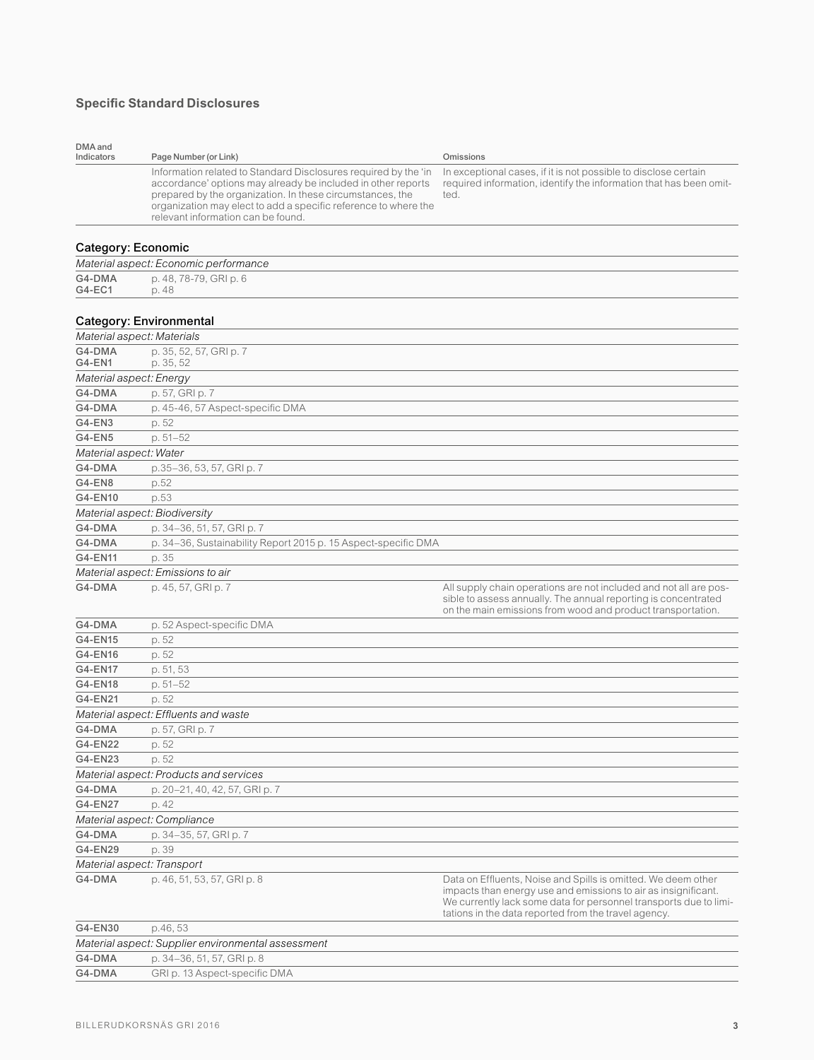## Specific Standard Disclosures

| DMA and Indicators | Page Number (or Link) | Omissions |
|---|---|---|
| | Information related to Standard Disclosures required by the 'in accordance' options may already be included in other reports prepared by the organization. In these circumstances, the organization may elect to add a specific reference to where the relevant information can be found. | In exceptional cases, if it is not possible to disclose certain required information, identify the information that has been omitted. |

### Category: Economic

| *Material aspect: Economic performance* | | |
|---|---|---|
| G4-DMA | p. 48, 78-79, GRI p. 6 | |
| G4-EC1 | p. 48 | |

### Category: Environmental

| *Material aspect: Materials* | | |
|---|---|---|
| G4-DMA | p. 35, 52, 57, GRI p. 7 | |
| G4-EN1 | p. 35, 52 | |
| *Material aspect: Energy* | | |
| G4-DMA | p. 57, GRI p. 7 | |
| G4-DMA | p. 45-46, 57 Aspect-specific DMA | |
| G4-EN3 | p. 52 | |
| G4-EN5 | p. 51–52 | |
| *Material aspect: Water* | | |
| G4-DMA | p.35–36, 53, 57, GRI p. 7 | |
| G4-EN8 | p.52 | |
| G4-EN10 | p.53 | |
| *Material aspect: Biodiversity* | | |
| G4-DMA | p. 34–36, 51, 57, GRI p. 7 | |
| G4-DMA | p. 34–36, Sustainability Report 2015 p. 15 Aspect-specific DMA | |
| G4-EN11 | p. 35 | |
| *Material aspect: Emissions to air* | | |
| G4-DMA | p. 45, 57, GRI p. 7 | All supply chain operations are not included and not all are possible to assess annually. The annual reporting is concentrated on the main emissions from wood and product transportation. |
| G4-DMA | p. 52 Aspect-specific DMA | |
| G4-EN15 | p. 52 | |
| G4-EN16 | p. 52 | |
| G4-EN17 | p. 51, 53 | |
| G4-EN18 | p. 51–52 | |
| G4-EN21 | p. 52 | |
| *Material aspect: Effluents and waste* | | |
| G4-DMA | p. 57, GRI p. 7 | |
| G4-EN22 | p. 52 | |
| G4-EN23 | p. 52 | |
| *Material aspect: Products and services* | | |
| G4-DMA | p. 20–21, 40, 42, 57, GRI p. 7 | |
| G4-EN27 | p. 42 | |
| *Material aspect: Compliance* | | |
| G4-DMA | p. 34–35, 57, GRI p. 7 | |
| G4-EN29 | p. 39 | |
| *Material aspect: Transport* | | |
| G4-DMA | p. 46, 51, 53, 57, GRI p. 8 | Data on Effluents, Noise and Spills is omitted. We deem other impacts than energy use and emissions to air as insignificant. We currently lack some data for personnel transports due to limitations in the data reported from the travel agency. |
| G4-EN30 | p.46, 53 | |
| *Material aspect: Supplier environmental assessment* | | |
| G4-DMA | p. 34–36, 51, 57, GRI p. 8 | |
| G4-DMA | GRI p. 13 Aspect-specific DMA | |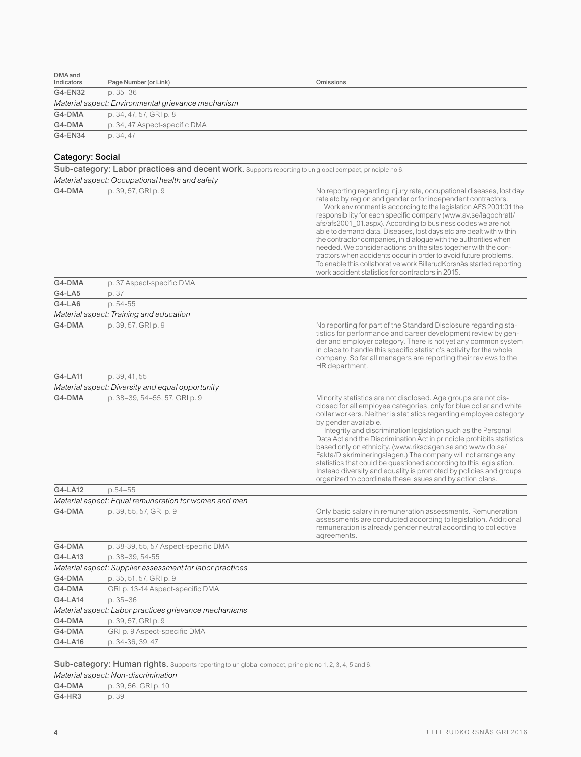| DMA and Indicators | Page Number (or Link) | Omissions |
|---|---|---|
| G4-EN32 | p. 35–36 | |
| *Material aspect: Environmental grievance mechanism* | | |
| G4-DMA | p. 34, 47, 57, GRI p. 8 | |
| G4-DMA | p. 34, 47 Aspect-specific DMA | |
| G4-EN34 | p. 34, 47 | |

## Category: Social

### Sub-category: Labor practices and decent work. Supports reporting to un global compact, principle no 6.

| DMA and Indicators | Page Number (or Link) | Omissions |
|---|---|---|
| *Material aspect: Occupational health and safety* | | |
| G4-DMA | p. 39, 57, GRI p. 9 | No reporting regarding injury rate, occupational diseases, lost day rate etc by region and gender or for independent contractors. Work environment is according to the legislation AFS 2001:01 the responsibility for each specific company (www.av.se/lagochratt/afs/afs2001_01.aspx). According to business codes we are not able to demand data. Diseases, lost days etc are dealt with within the contractor companies, in dialogue with the authorities when needed. We consider actions on the sites together with the contractors when accidents occur in order to avoid future problems. To enable this collaborative work BillerudKorsnäs started reporting work accident statistics for contractors in 2015. |
| G4-DMA | p. 37 Aspect-specific DMA | |
| G4-LA5 | p. 37 | |
| G4-LA6 | p. 54-55 | |
| *Material aspect: Training and education* | | |
| G4-DMA | p. 39, 57, GRI p. 9 | No reporting for part of the Standard Disclosure regarding statistics for performance and career development review by gender and employer category. There is not yet any common system in place to handle this specific statistic's activity for the whole company. So far all managers are reporting their reviews to the HR department. |
| G4-LA11 | p. 39, 41, 55 | |
| *Material aspect: Diversity and equal opportunity* | | |
| G4-DMA | p. 38–39, 54–55, 57, GRI p. 9 | Minority statistics are not disclosed. Age groups are not disclosed for all employee categories, only for blue collar and white collar workers. Neither is statistics regarding employee category by gender available. Integrity and discrimination legislation such as the Personal Data Act and the Discrimination Act in principle prohibits statistics based only on ethnicity. (www.riksdagen.se and www.do.se/Fakta/Diskrimineringslagen.) The company will not arrange any statistics that could be questioned according to this legislation. Instead diversity and equality is promoted by policies and groups organized to coordinate these issues and by action plans. |
| G4-LA12 | p.54–55 | |
| *Material aspect: Equal remuneration for women and men* | | |
| G4-DMA | p. 39, 55, 57, GRI p. 9 | Only basic salary in remuneration assessments. Remuneration assessments are conducted according to legislation. Additional remuneration is already gender neutral according to collective agreements. |
| G4-DMA | p. 38-39, 55, 57 Aspect-specific DMA | |
| G4-LA13 | p. 38–39, 54-55 | |
| *Material aspect: Supplier assessment for labor practices* | | |
| G4-DMA | p. 35, 51, 57, GRI p. 9 | |
| G4-DMA | GRI p. 13-14 Aspect-specific DMA | |
| G4-LA14 | p. 35–36 | |
| *Material aspect: Labor practices grievance mechanisms* | | |
| G4-DMA | p. 39, 57, GRI p. 9 | |
| G4-DMA | GRI p. 9 Aspect-specific DMA | |
| G4-LA16 | p. 34-36, 39, 47 | |

### Sub-category: Human rights. Supports reporting to un global compact, principle no 1, 2, 3, 4, 5 and 6.

| DMA and Indicators | Page Number (or Link) | Omissions |
|---|---|---|
| *Material aspect: Non-discrimination* | | |
| G4-DMA | p. 39, 56, GRI p. 10 | |
| G4-HR3 | p. 39 | |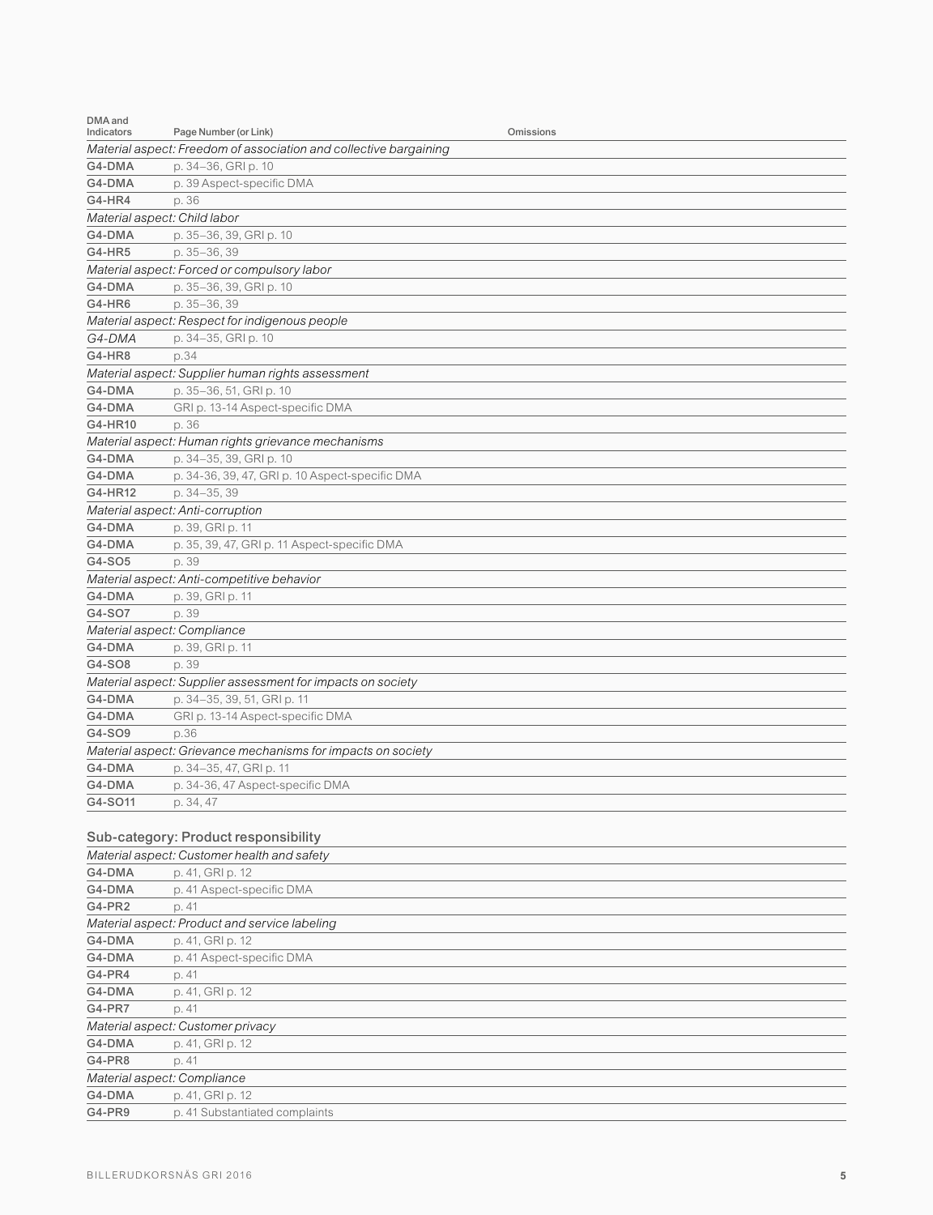| DMA and Indicators | Page Number (or Link) | Omissions |
|---|---|---|
| *Material aspect: Freedom of association and collective bargaining* | | |
| **G4-DMA** | p. 34–36, GRI p. 10 | |
| **G4-DMA** | p. 39 Aspect-specific DMA | |
| **G4-HR4** | p. 36 | |
| *Material aspect: Child labor* | | |
| **G4-DMA** | p. 35–36, 39, GRI p. 10 | |
| **G4-HR5** | p. 35–36, 39 | |
| *Material aspect: Forced or compulsory labor* | | |
| **G4-DMA** | p. 35–36, 39, GRI p. 10 | |
| **G4-HR6** | p. 35–36, 39 | |
| *Material aspect: Respect for indigenous people* | | |
| *G4-DMA* | p. 34–35, GRI p. 10 | |
| **G4-HR8** | p.34 | |
| *Material aspect: Supplier human rights assessment* | | |
| **G4-DMA** | p. 35–36, 51, GRI p. 10 | |
| **G4-DMA** | GRI p. 13-14 Aspect-specific DMA | |
| **G4-HR10** | p. 36 | |
| *Material aspect: Human rights grievance mechanisms* | | |
| **G4-DMA** | p. 34–35, 39, GRI p. 10 | |
| **G4-DMA** | p. 34-36, 39, 47, GRI p. 10 Aspect-specific DMA | |
| **G4-HR12** | p. 34–35, 39 | |
| *Material aspect: Anti-corruption* | | |
| **G4-DMA** | p. 39, GRI p. 11 | |
| **G4-DMA** | p. 35, 39, 47, GRI p. 11 Aspect-specific DMA | |
| **G4-SO5** | p. 39 | |
| *Material aspect: Anti-competitive behavior* | | |
| **G4-DMA** | p. 39, GRI p. 11 | |
| **G4-SO7** | p. 39 | |
| *Material aspect: Compliance* | | |
| **G4-DMA** | p. 39, GRI p. 11 | |
| **G4-SO8** | p. 39 | |
| *Material aspect: Supplier assessment for impacts on society* | | |
| **G4-DMA** | p. 34–35, 39, 51, GRI p. 11 | |
| **G4-DMA** | GRI p. 13-14 Aspect-specific DMA | |
| **G4-SO9** | p.36 | |
| *Material aspect: Grievance mechanisms for impacts on society* | | |
| **G4-DMA** | p. 34–35, 47, GRI p. 11 | |
| **G4-DMA** | p. 34-36, 47 Aspect-specific DMA | |
| **G4-SO11** | p. 34, 47 | |

### Sub-category: Product responsibility

| DMA and Indicators | Page Number (or Link) | Omissions |
|---|---|---|
| *Material aspect: Customer health and safety* | | |
| **G4-DMA** | p. 41, GRI p. 12 | |
| **G4-DMA** | p. 41 Aspect-specific DMA | |
| **G4-PR2** | p. 41 | |
| *Material aspect: Product and service labeling* | | |
| **G4-DMA** | p. 41, GRI p. 12 | |
| **G4-DMA** | p. 41 Aspect-specific DMA | |
| **G4-PR4** | p. 41 | |
| **G4-DMA** | p. 41, GRI p. 12 | |
| **G4-PR7** | p. 41 | |
| *Material aspect: Customer privacy* | | |
| **G4-DMA** | p. 41, GRI p. 12 | |
| **G4-PR8** | p. 41 | |
| *Material aspect: Compliance* | | |
| **G4-DMA** | p. 41, GRI p. 12 | |
| **G4-PR9** | p. 41 Substantiated complaints | |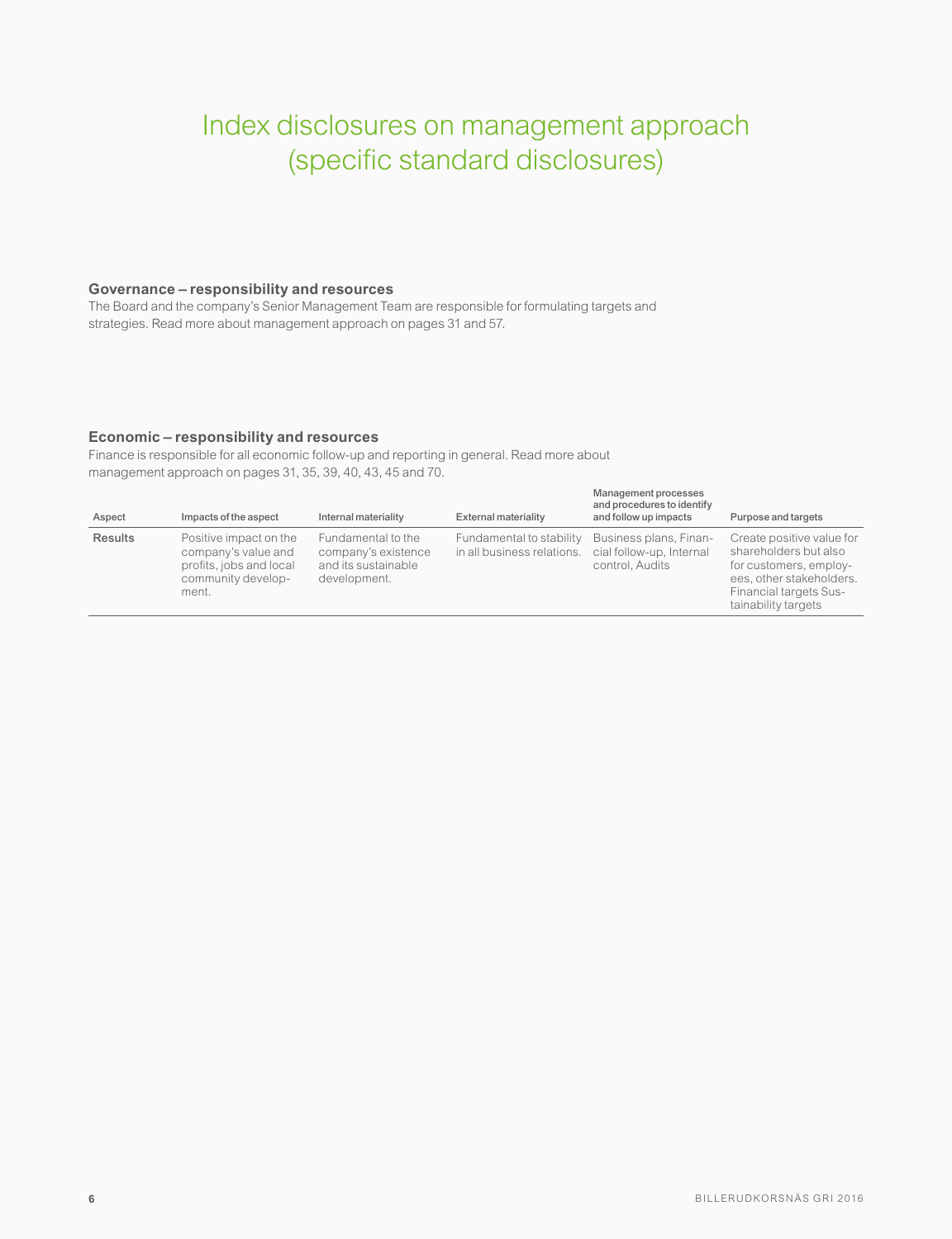# Index disclosures on management approach (specific standard disclosures)

### Governance – responsibility and resources

The Board and the company's Senior Management Team are responsible for formulating targets and strategies. Read more about management approach on pages 31 and 57.

### Economic – responsibility and resources

Finance is responsible for all economic follow-up and reporting in general. Read more about management approach on pages 31, 35, 39, 40, 43, 45 and 70.

| Aspect | Impacts of the aspect | Internal materiality | External materiality | Management processes and procedures to identify and follow up impacts | Purpose and targets |
|---|---|---|---|---|---|
| **Results** | Positive impact on the company's value and profits, jobs and local community development. | Fundamental to the company's existence and its sustainable development. | Fundamental to stability in all business relations. | Business plans, Financial follow-up, Internal control, Audits | Create positive value for shareholders but also for customers, employees, other stakeholders. Financial targets Sustainability targets |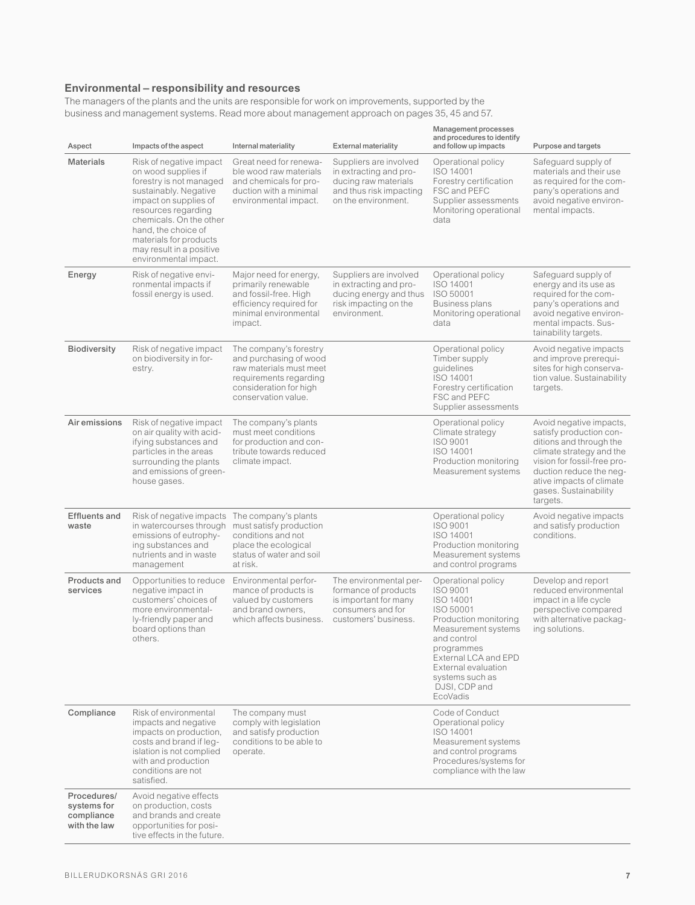### Environmental – responsibility and resources

The managers of the plants and the units are responsible for work on improvements, supported by the business and management systems. Read more about management approach on pages 35, 45 and 57.

| Aspect | Impacts of the aspect | Internal materiality | External materiality | Management processes and procedures to identify and follow up impacts | Purpose and targets |
|---|---|---|---|---|---|
| Materials | Risk of negative impact on wood supplies if forestry is not managed sustainably. Negative impact on supplies of resources regarding chemicals. On the other hand, the choice of materials for products may result in a positive environmental impact. | Great need for renewable wood raw materials and chemicals for production with a minimal environmental impact. | Suppliers are involved in extracting and producing raw materials and thus risk impacting on the environment. | Operational policy<br>ISO 14001<br>Forestry certification FSC and PEFC<br>Supplier assessments<br>Monitoring operational data | Safeguard supply of materials and their use as required for the company's operations and avoid negative environmental impacts. |
| Energy | Risk of negative environmental impacts if fossil energy is used. | Major need for energy, primarily renewable and fossil-free. High efficiency required for minimal environmental impact. | Suppliers are involved in extracting and producing energy and thus risk impacting on the environment. | Operational policy<br>ISO 14001<br>ISO 50001<br>Business plans<br>Monitoring operational data | Safeguard supply of energy and its use as required for the company's operations and avoid negative environmental impacts. Sustainability targets. |
| Biodiversity | Risk of negative impact on biodiversity in forestry. | The company's forestry and purchasing of wood raw materials must meet requirements regarding consideration for high conservation value. | | Operational policy<br>Timber supply guidelines<br>ISO 14001<br>Forestry certification FSC and PEFC<br>Supplier assessments | Avoid negative impacts and improve prerequisites for high conservation value. Sustainability targets. |
| Air emissions | Risk of negative impact on air quality with acidifying substances and particles in the areas surrounding the plants and emissions of greenhouse gases. | The company's plants must meet conditions for production and contribute towards reduced climate impact. | | Operational policy<br>Climate strategy<br>ISO 9001<br>ISO 14001<br>Production monitoring<br>Measurement systems | Avoid negative impacts, satisfy production conditions and through the climate strategy and the vision for fossil-free production reduce the negative impacts of climate gases. Sustainability targets. |
| Effluents and waste | Risk of negative impacts in watercourses through emissions of eutrophying substances and nutrients and in waste management | The company's plants must satisfy production conditions and not place the ecological status of water and soil at risk. | | Operational policy<br>ISO 9001<br>ISO 14001<br>Production monitoring<br>Measurement systems and control programs | Avoid negative impacts and satisfy production conditions. |
| Products and services | Opportunities to reduce negative impact in customers' choices of more environmentally-friendly paper and board options than others. | Environmental performance of products is valued by customers and brand owners, which affects business. | The environmental performance of products is important for many consumers and for customers' business. | Operational policy<br>ISO 9001<br>ISO 14001<br>ISO 50001<br>Production monitoring<br>Measurement systems and control programmes<br>External LCA and EPD<br>External evaluation systems such as DJSI, CDP and EcoVadis | Develop and report reduced environmental impact in a life cycle perspective compared with alternative packaging solutions. |
| Compliance | Risk of environmental impacts and negative impacts on production, costs and brand if legislation is not complied with and production conditions are not satisfied. | The company must comply with legislation and satisfy production conditions to be able to operate. | | Code of Conduct<br>Operational policy<br>ISO 14001<br>Measurement systems and control programs<br>Procedures/systems for compliance with the law | |
| Procedures/ systems for compliance with the law | Avoid negative effects on production, costs and brands and create opportunities for positive effects in the future. | | | | |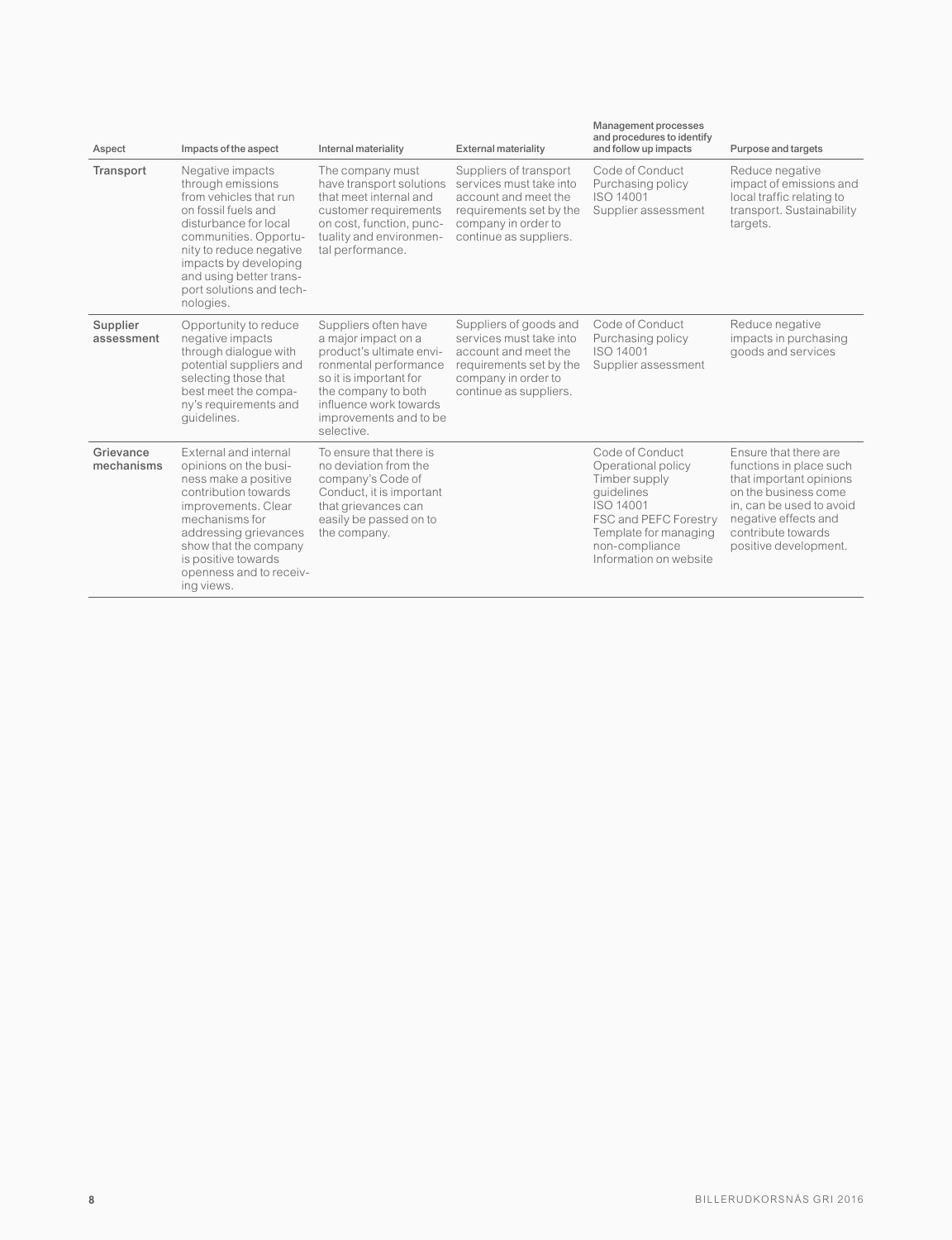| Aspect | Impacts of the aspect | Internal materiality | External materiality | Management processes and procedures to identify and follow up impacts | Purpose and targets |
|---|---|---|---|---|---|
| **Transport** | Negative impacts through emissions from vehicles that run on fossil fuels and disturbance for local communities. Opportunity to reduce negative impacts by developing and using better transport solutions and technologies. | The company must have transport solutions that meet internal and customer requirements on cost, function, punctuality and environmental performance. | Suppliers of transport services must take into account and meet the requirements set by the company in order to continue as suppliers. | Code of Conduct<br>Purchasing policy<br>ISO 14001<br>Supplier assessment | Reduce negative impact of emissions and local traffic relating to transport. Sustainability targets. |
| **Supplier assessment** | Opportunity to reduce negative impacts through dialogue with potential suppliers and selecting those that best meet the company's requirements and guidelines. | Suppliers often have a major impact on a product's ultimate environmental performance so it is important for the company to both influence work towards improvements and to be selective. | Suppliers of goods and services must take into account and meet the requirements set by the company in order to continue as suppliers. | Code of Conduct<br>Purchasing policy<br>ISO 14001<br>Supplier assessment | Reduce negative impacts in purchasing goods and services |
| **Grievance mechanisms** | External and internal opinions on the business make a positive contribution towards improvements. Clear mechanisms for addressing grievances show that the company is positive towards openness and to receiving views. | To ensure that there is no deviation from the company's Code of Conduct, it is important that grievances can easily be passed on to the company. | | Code of Conduct<br>Operational policy<br>Timber supply guidelines<br>ISO 14001<br>FSC and PEFC Forestry<br>Template for managing non-compliance<br>Information on website | Ensure that there are functions in place such that important opinions on the business come in, can be used to avoid negative effects and contribute towards positive development. |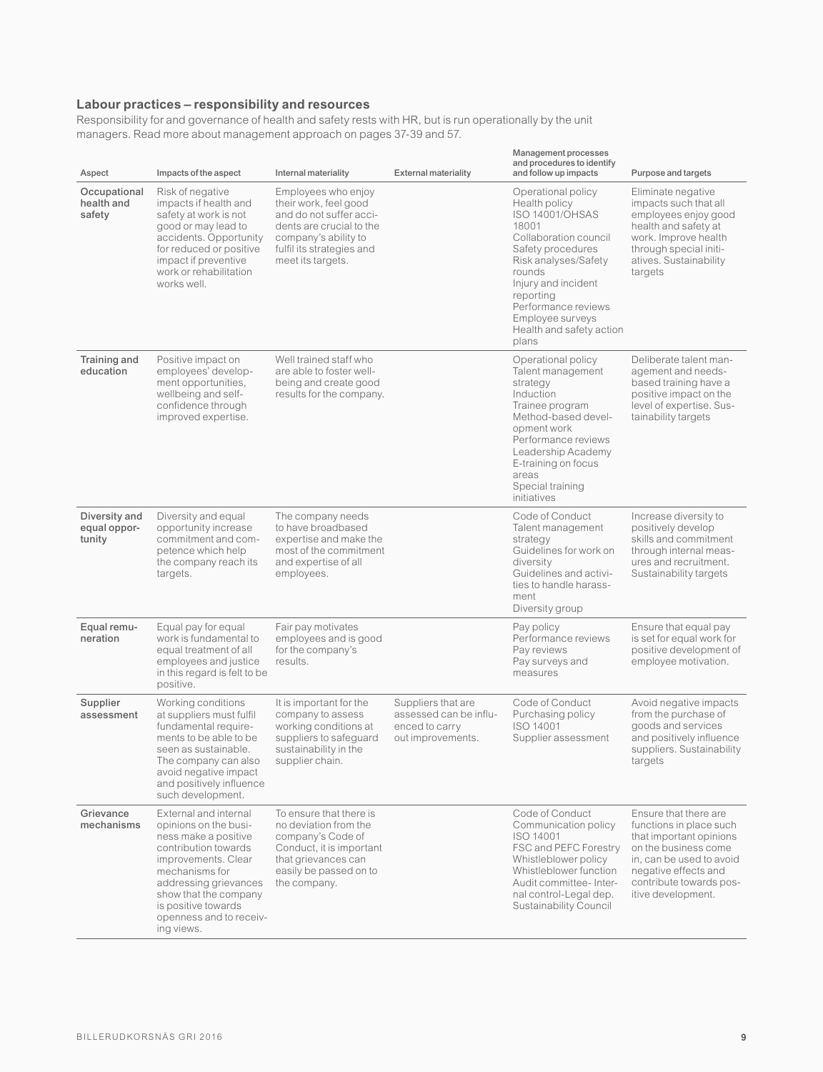### Labour practices – responsibility and resources

Responsibility for and governance of health and safety rests with HR, but is run operationally by the unit managers. Read more about management approach on pages 37-39 and 57.

| Aspect | Impacts of the aspect | Internal materiality | External materiality | Management processes and procedures to identify and follow up impacts | Purpose and targets |
|---|---|---|---|---|---|
| Occupational health and safety | Risk of negative impacts if health and safety at work is not good or may lead to accidents. Opportunity for reduced or positive impact if preventive work or rehabilitation works well. | Employees who enjoy their work, feel good and do not suffer accidents are crucial to the company's ability to fulfil its strategies and meet its targets. | | Operational policy<br>Health policy<br>ISO 14001/OHSAS 18001<br>Collaboration council<br>Safety procedures<br>Risk analyses/Safety rounds<br>Injury and incident reporting<br>Performance reviews<br>Employee surveys<br>Health and safety action plans | Eliminate negative impacts such that all employees enjoy good health and safety at work. Improve health through special initiatives. Sustainability targets |
| Training and education | Positive impact on employees' development opportunities, wellbeing and self-confidence through improved expertise. | Well trained staff who are able to foster wellbeing and create good results for the company. | | Operational policy<br>Talent management strategy<br>Induction<br>Trainee program<br>Method-based development work<br>Performance reviews<br>Leadership Academy<br>E-training on focus areas<br>Special training initiatives | Deliberate talent management and needs-based training have a positive impact on the level of expertise. Sustainability targets |
| Diversity and equal opportunity | Diversity and equal opportunity increase commitment and competence which help the company reach its targets. | The company needs to have broadbased expertise and make the most of the commitment and expertise of all employees. | | Code of Conduct<br>Talent management strategy<br>Guidelines for work on diversity<br>Guidelines and activities to handle harassment<br>Diversity group | Increase diversity to positively develop skills and commitment through internal measures and recruitment. Sustainability targets |
| Equal remuneration | Equal pay for equal work is fundamental to equal treatment of all employees and justice in this regard is felt to be positive. | Fair pay motivates employees and is good for the company's results. | | Pay policy<br>Performance reviews<br>Pay reviews<br>Pay surveys and measures | Ensure that equal pay is set for equal work for positive development of employee motivation. |
| Supplier assessment | Working conditions at suppliers must fulfil fundamental requirements to be able to be seen as sustainable. The company can also avoid negative impact and positively influence such development. | It is important for the company to assess working conditions at suppliers to safeguard sustainability in the supplier chain. | Suppliers that are assessed can be influenced to carry out improvements. | Code of Conduct<br>Purchasing policy<br>ISO 14001<br>Supplier assessment | Avoid negative impacts from the purchase of goods and services and positively influence suppliers. Sustainability targets |
| Grievance mechanisms | External and internal opinions on the business make a positive contribution towards improvements. Clear mechanisms for addressing grievances show that the company is positive towards openness and to receiving views. | To ensure that there is no deviation from the company's Code of Conduct, it is important that grievances can easily be passed on to the company. | | Code of Conduct<br>Communication policy<br>ISO 14001<br>FSC and PEFC Forestry<br>Whistleblower policy<br>Whistleblower function<br>Audit committee- Internal control-Legal dep.<br>Sustainability Council | Ensure that there are functions in place such that important opinions on the business come in, can be used to avoid negative effects and contribute towards positive development. |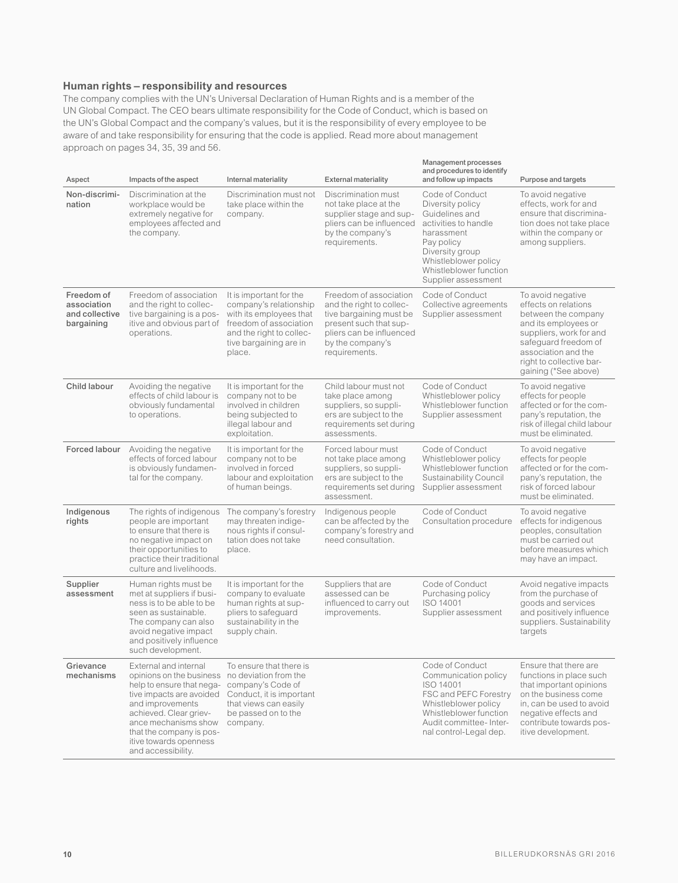## Human rights – responsibility and resources

The company complies with the UN's Universal Declaration of Human Rights and is a member of the UN Global Compact. The CEO bears ultimate responsibility for the Code of Conduct, which is based on the UN's Global Compact and the company's values, but it is the responsibility of every employee to be aware of and take responsibility for ensuring that the code is applied. Read more about management approach on pages 34, 35, 39 and 56.

| Aspect | Impacts of the aspect | Internal materiality | External materiality | Management processes and procedures to identify and follow up impacts | Purpose and targets |
|---|---|---|---|---|---|
| **Non-discrimination** | Discrimination at the workplace would be extremely negative for employees affected and the company. | Discrimination must not take place within the company. | Discrimination must not take place at the supplier stage and suppliers can be influenced by the company's requirements. | Code of Conduct<br>Diversity policy<br>Guidelines and activities to handle harassment<br>Pay policy<br>Diversity group<br>Whistleblower policy<br>Whistleblower function<br>Supplier assessment | To avoid negative effects, work for and ensure that discrimination does not take place within the company or among suppliers. |
| **Freedom of association and collective bargaining** | Freedom of association and the right to collective bargaining is a positive and obvious part of operations. | It is important for the company's relationship with its employees that freedom of association and the right to collective bargaining are in place. | Freedom of association and the right to collective bargaining must be present such that suppliers can be influenced by the company's requirements. | Code of Conduct<br>Collective agreements<br>Supplier assessment | To avoid negative effects on relations between the company and its employees or suppliers, work for and safeguard freedom of association and the right to collective bargaining (*See above) |
| **Child labour** | Avoiding the negative effects of child labour is obviously fundamental to operations. | It is important for the company not to be involved in children being subjected to illegal labour and exploitation. | Child labour must not take place among suppliers, so suppliers are subject to the requirements set during assessments. | Code of Conduct<br>Whistleblower policy<br>Whistleblower function<br>Supplier assessment | To avoid negative effects for people affected or for the company's reputation, the risk of illegal child labour must be eliminated. |
| **Forced labour** | Avoiding the negative effects of forced labour is obviously fundamental for the company. | It is important for the company not to be involved in forced labour and exploitation of human beings. | Forced labour must not take place among suppliers, so suppliers are subject to the requirements set during assessment. | Code of Conduct<br>Whistleblower policy<br>Whistleblower function<br>Sustainability Council<br>Supplier assessment | To avoid negative effects for people affected or for the company's reputation, the risk of forced labour must be eliminated. |
| **Indigenous rights** | The rights of indigenous people are important to ensure that there is no negative impact on their opportunities to practice their traditional culture and livelihoods. | The company's forestry may threaten indigenous rights if consultation does not take place. | Indigenous people can be affected by the company's forestry and need consultation. | Code of Conduct<br>Consultation procedure | To avoid negative effects for indigenous peoples, consultation must be carried out before measures which may have an impact. |
| **Supplier assessment** | Human rights must be met at suppliers if business is to be able to be seen as sustainable. The company can also avoid negative impact and positively influence such development. | It is important for the company to evaluate human rights at suppliers to safeguard sustainability in the supply chain. | Suppliers that are assessed can be influenced to carry out improvements. | Code of Conduct<br>Purchasing policy<br>ISO 14001<br>Supplier assessment | Avoid negative impacts from the purchase of goods and services and positively influence suppliers. Sustainability targets |
| **Grievance mechanisms** | External and internal opinions on the business help to ensure that negative impacts are avoided and improvements achieved. Clear grievance mechanisms show that the company is positive towards openness and accessibility. | To ensure that there is no deviation from the company's Code of Conduct, it is important that views can easily be passed on to the company. | | Code of Conduct<br>Communication policy<br>ISO 14001<br>FSC and PEFC Forestry<br>Whistleblower policy<br>Whistleblower function<br>Audit committee- Internal control-Legal dep. | Ensure that there are functions in place such that important opinions on the business come in, can be used to avoid negative effects and contribute towards positive development. |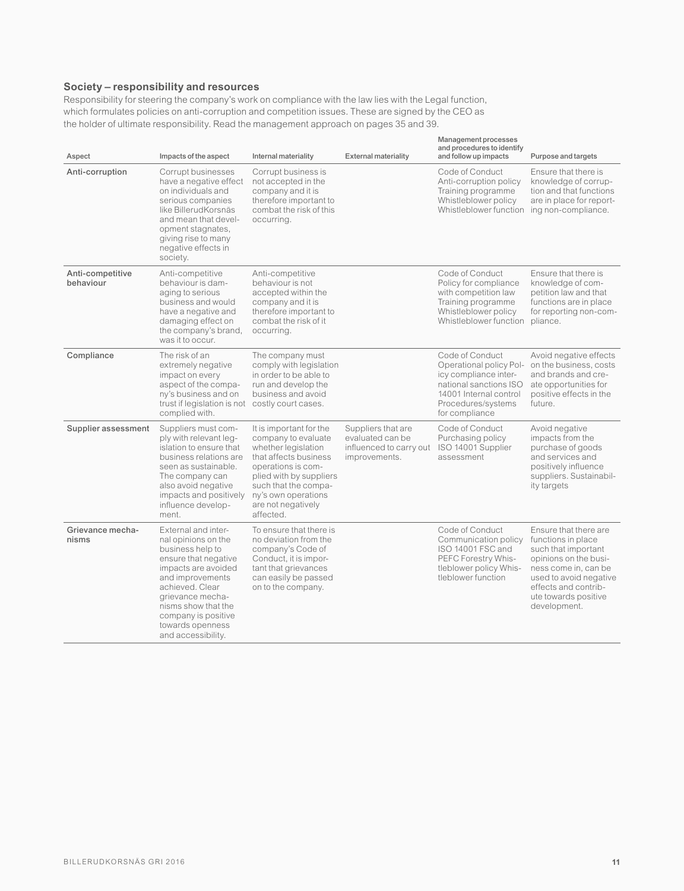### Society – responsibility and resources

Responsibility for steering the company's work on compliance with the law lies with the Legal function, which formulates policies on anti-corruption and competition issues. These are signed by the CEO as the holder of ultimate responsibility. Read the management approach on pages 35 and 39.

| Aspect | Impacts of the aspect | Internal materiality | External materiality | Management processes and procedures to identify and follow up impacts | Purpose and targets |
|---|---|---|---|---|---|
| Anti-corruption | Corrupt businesses have a negative effect on individuals and serious companies like BillerudKorsnäs and mean that development stagnates, giving rise to many negative effects in society. | Corrupt business is not accepted in the company and it is therefore important to combat the risk of this occurring. | | Code of Conduct Anti-corruption policy Training programme Whistleblower policy Whistleblower function | Ensure that there is knowledge of corruption and that functions are in place for reporting non-compliance. |
| Anti-competitive behaviour | Anti-competitive behaviour is damaging to serious business and would have a negative and damaging effect on the company's brand, was it to occur. | Anti-competitive behaviour is not accepted within the company and it is therefore important to combat the risk of it occurring. | | Code of Conduct Policy for compliance with competition law Training programme Whistleblower policy Whistleblower function | Ensure that there is knowledge of competition law and that functions are in place for reporting non-compliance. |
| Compliance | The risk of an extremely negative impact on every aspect of the company's business and on trust if legislation is not complied with. | The company must comply with legislation in order to be able to run and develop the business and avoid costly court cases. | | Code of Conduct Operational policy Policy compliance international sanctions ISO 14001 Internal control Procedures/systems for compliance | Avoid negative effects on the business, costs and brands and create opportunities for positive effects in the future. |
| Supplier assessment | Suppliers must comply with relevant legislation to ensure that business relations are seen as sustainable. The company can also avoid negative impacts and positively influence development. | It is important for the company to evaluate whether legislation that affects business operations is complied with by suppliers such that the company's own operations are not negatively affected. | Suppliers that are evaluated can be influenced to carry out improvements. | Code of Conduct Purchasing policy ISO 14001 Supplier assessment | Avoid negative impacts from the purchase of goods and services and positively influence suppliers. Sustainability targets |
| Grievance mechanisms | External and internal opinions on the business help to ensure that negative impacts are avoided and improvements achieved. Clear grievance mechanisms show that the company is positive towards openness and accessibility. | To ensure that there is no deviation from the company's Code of Conduct, it is important that grievances can easily be passed on to the company. | | Code of Conduct Communication policy ISO 14001 FSC and PEFC Forestry Whistleblower policy Whistleblower function | Ensure that there are functions in place such that important opinions on the business come in, can be used to avoid negative effects and contribute towards positive development. |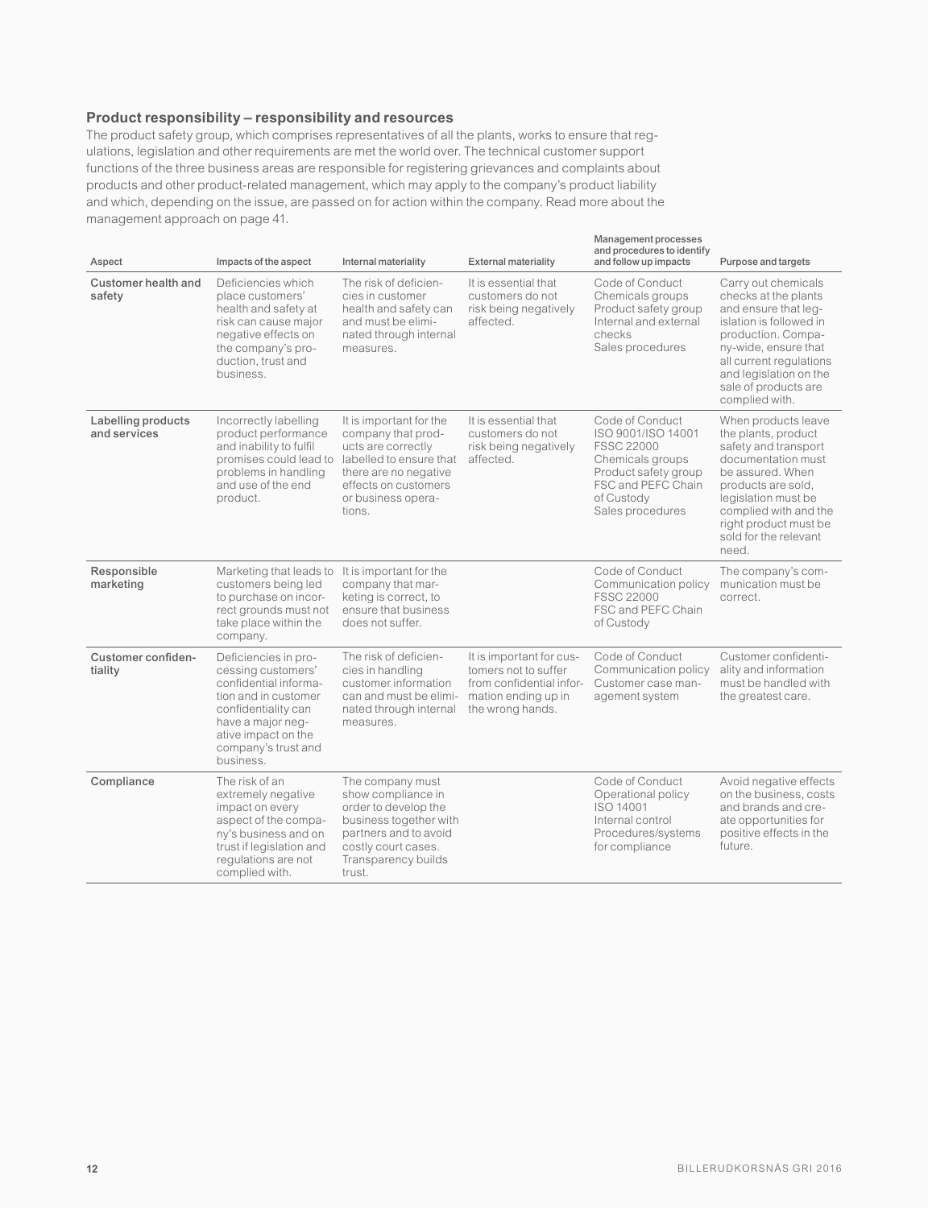### Product responsibility – responsibility and resources

The product safety group, which comprises representatives of all the plants, works to ensure that regulations, legislation and other requirements are met the world over. The technical customer support functions of the three business areas are responsible for registering grievances and complaints about products and other product-related management, which may apply to the company's product liability and which, depending on the issue, are passed on for action within the company. Read more about the management approach on page 41.

| Aspect | Impacts of the aspect | Internal materiality | External materiality | Management processes and procedures to identify and follow up impacts | Purpose and targets |
|---|---|---|---|---|---|
| **Customer health and safety** | Deficiencies which place customers' health and safety at risk can cause major negative effects on the company's production, trust and business. | The risk of deficiencies in customer health and safety can and must be eliminated through internal measures. | It is essential that customers do not risk being negatively affected. | Code of Conduct<br>Chemicals groups<br>Product safety group<br>Internal and external checks<br>Sales procedures | Carry out chemicals checks at the plants and ensure that legislation is followed in production. Company-wide, ensure that all current regulations and legislation on the sale of products are complied with. |
| **Labelling products and services** | Incorrectly labelling product performance and inability to fulfil promises could lead to problems in handling and use of the end product. | It is important for the company that products are correctly labelled to ensure that there are no negative effects on customers or business operations. | It is essential that customers do not risk being negatively affected. | Code of Conduct<br>ISO 9001/ISO 14001<br>FSSC 22000<br>Chemicals groups<br>Product safety group<br>FSC and PEFC Chain of Custody<br>Sales procedures | When products leave the plants, product safety and transport documentation must be assured. When products are sold, legislation must be complied with and the right product must be sold for the relevant need. |
| **Responsible marketing** | Marketing that leads to customers being led to purchase on incorrect grounds must not take place within the company. | It is important for the company that marketing is correct, to ensure that business does not suffer. | | Code of Conduct<br>Communication policy<br>FSSC 22000<br>FSC and PEFC Chain of Custody | The company's communication must be correct. |
| **Customer confidentiality** | Deficiencies in processing customers' confidential information and in customer confidentiality can have a major negative impact on the company's trust and business. | The risk of deficiencies in handling customer information can and must be eliminated through internal measures. | It is important for customers not to suffer from confidential information ending up in the wrong hands. | Code of Conduct<br>Communication policy<br>Customer case management system | Customer confidentiality and information must be handled with the greatest care. |
| **Compliance** | The risk of an extremely negative impact on every aspect of the company's business and on trust if legislation and regulations are not complied with. | The company must show compliance in order to develop the business together with partners and to avoid costly court cases. Transparency builds trust. | | Code of Conduct<br>Operational policy<br>ISO 14001<br>Internal control<br>Procedures/systems for compliance | Avoid negative effects on the business, costs and brands and create opportunities for positive effects in the future. |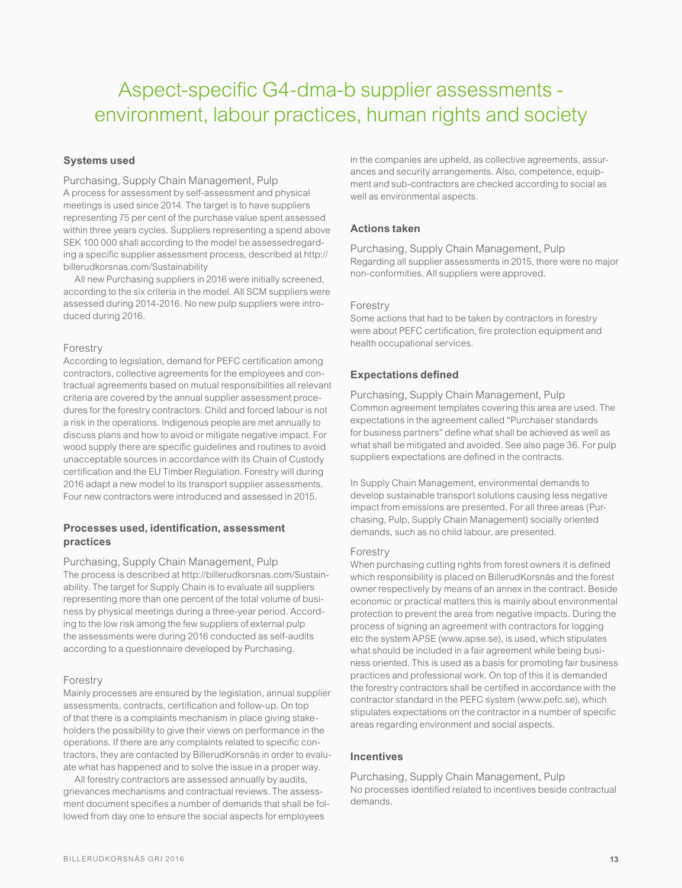# Aspect-specific G4-dma-b supplier assessments - environment, labour practices, human rights and society

## Systems used

### Purchasing, Supply Chain Management, Pulp

A process for assessment by self-assessment and physical meetings is used since 2014. The target is to have suppliers representing 75 per cent of the purchase value spent assessed within three years cycles. Suppliers representing a spend above SEK 100 000 shall according to the model be assessedregarding a specific supplier assessment process, described at http://billerudkorsnas.com/Sustainability

All new Purchasing suppliers in 2016 were initially screened, according to the six criteria in the model. All SCM suppliers were assessed during 2014-2016. No new pulp suppliers were introduced during 2016.

### Forestry

According to legislation, demand for PEFC certification among contractors, collective agreements for the employees and contractual agreements based on mutual responsibilities all relevant criteria are covered by the annual supplier assessment procedures for the forestry contractors. Child and forced labour is not a risk in the operations. Indigenous people are met annually to discuss plans and how to avoid or mitigate negative impact. For wood supply there are specific guidelines and routines to avoid unacceptable sources in accordance with its Chain of Custody certification and the EU Timber Regulation. Forestry will during 2016 adapt a new model to its transport supplier assessments. Four new contractors were introduced and assessed in 2015.

## Processes used, identification, assessment practices

### Purchasing, Supply Chain Management, Pulp

The process is described at http://billerudkorsnas.com/Sustainability. The target for Supply Chain is to evaluate all suppliers representing more than one percent of the total volume of business by physical meetings during a three-year period. According to the low risk among the few suppliers of external pulp the assessments were during 2016 conducted as self-audits according to a questionnaire developed by Purchasing.

### Forestry

Mainly processes are ensured by the legislation, annual supplier assessments, contracts, certification and follow-up. On top of that there is a complaints mechanism in place giving stakeholders the possibility to give their views on performance in the operations. If there are any complaints related to specific contractors, they are contacted by BillerudKorsnäs in order to evaluate what has happened and to solve the issue in a proper way.

All forestry contractors are assessed annually by audits, grievances mechanisms and contractual reviews. The assessment document specifies a number of demands that shall be followed from day one to ensure the social aspects for employees in the companies are upheld, as collective agreements, assurances and security arrangements. Also, competence, equipment and sub-contractors are checked according to social as well as environmental aspects.

## Actions taken

### Purchasing, Supply Chain Management, Pulp

Regarding all supplier assessments in 2015, there were no major non-conformities. All suppliers were approved.

### Forestry

Some actions that had to be taken by contractors in forestry were about PEFC certification, fire protection equipment and health occupational services.

## Expectations defined

### Purchasing, Supply Chain Management, Pulp

Common agreement templates covering this area are used. The expectations in the agreement called "Purchaser standards for business partners" define what shall be achieved as well as what shall be mitigated and avoided. See also page 36. For pulp suppliers expectations are defined in the contracts.

In Supply Chain Management, environmental demands to develop sustainable transport solutions causing less negative impact from emissions are presented. For all three areas (Purchasing, Pulp, Supply Chain Management) socially oriented demands, such as no child labour, are presented.

### Forestry

When purchasing cutting rights from forest owners it is defined which responsibility is placed on BillerudKorsnäs and the forest owner respectively by means of an annex in the contract. Beside economic or practical matters this is mainly about environmental protection to prevent the area from negative impacts. During the process of signing an agreement with contractors for logging etc the system APSE (www.apse.se), is used, which stipulates what should be included in a fair agreement while being business oriented. This is used as a basis for promoting fair business practices and professional work. On top of this it is demanded the forestry contractors shall be certified in accordance with the contractor standard in the PEFC system (www.pefc.se), which stipulates expectations on the contractor in a number of specific areas regarding environment and social aspects.

## Incentives

### Purchasing, Supply Chain Management, Pulp

No processes identified related to incentives beside contractual demands.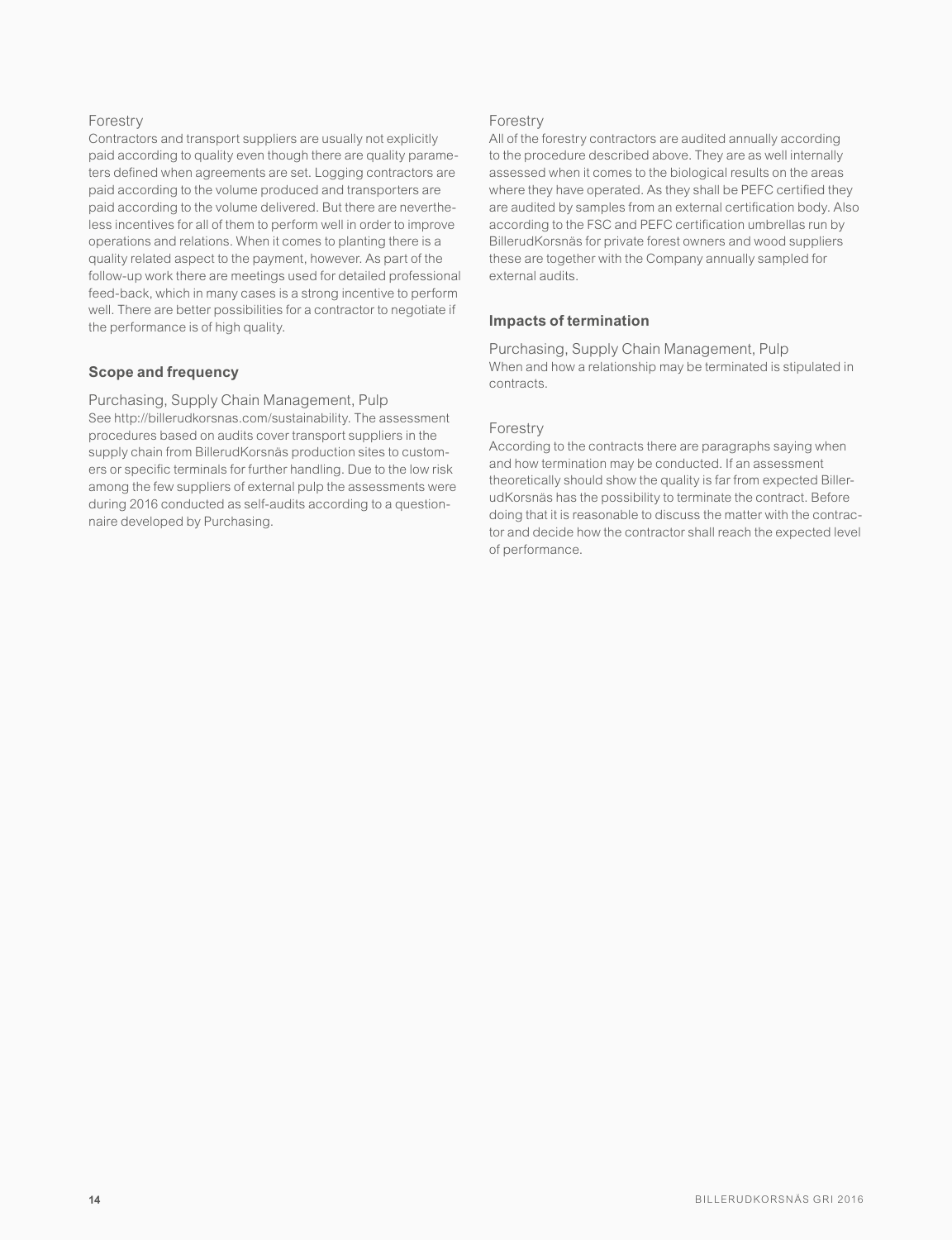Forestry

Contractors and transport suppliers are usually not explicitly paid according to quality even though there are quality parameters defined when agreements are set. Logging contractors are paid according to the volume produced and transporters are paid according to the volume delivered. But there are nevertheless incentives for all of them to perform well in order to improve operations and relations. When it comes to planting there is a quality related aspect to the payment, however. As part of the follow-up work there are meetings used for detailed professional feed-back, which in many cases is a strong incentive to perform well. There are better possibilities for a contractor to negotiate if the performance is of high quality.

### Scope and frequency

Purchasing, Supply Chain Management, Pulp

See http://billerudkorsnas.com/sustainability. The assessment procedures based on audits cover transport suppliers in the supply chain from BillerudKorsnäs production sites to customers or specific terminals for further handling. Due to the low risk among the few suppliers of external pulp the assessments were during 2016 conducted as self-audits according to a questionnaire developed by Purchasing.

Forestry

All of the forestry contractors are audited annually according to the procedure described above. They are as well internally assessed when it comes to the biological results on the areas where they have operated. As they shall be PEFC certified they are audited by samples from an external certification body. Also according to the FSC and PEFC certification umbrellas run by BillerudKorsnäs for private forest owners and wood suppliers these are together with the Company annually sampled for external audits.

### Impacts of termination

Purchasing, Supply Chain Management, Pulp

When and how a relationship may be terminated is stipulated in contracts.

Forestry

According to the contracts there are paragraphs saying when and how termination may be conducted. If an assessment theoretically should show the quality is far from expected BillerudKorsnäs has the possibility to terminate the contract. Before doing that it is reasonable to discuss the matter with the contractor and decide how the contractor shall reach the expected level of performance.